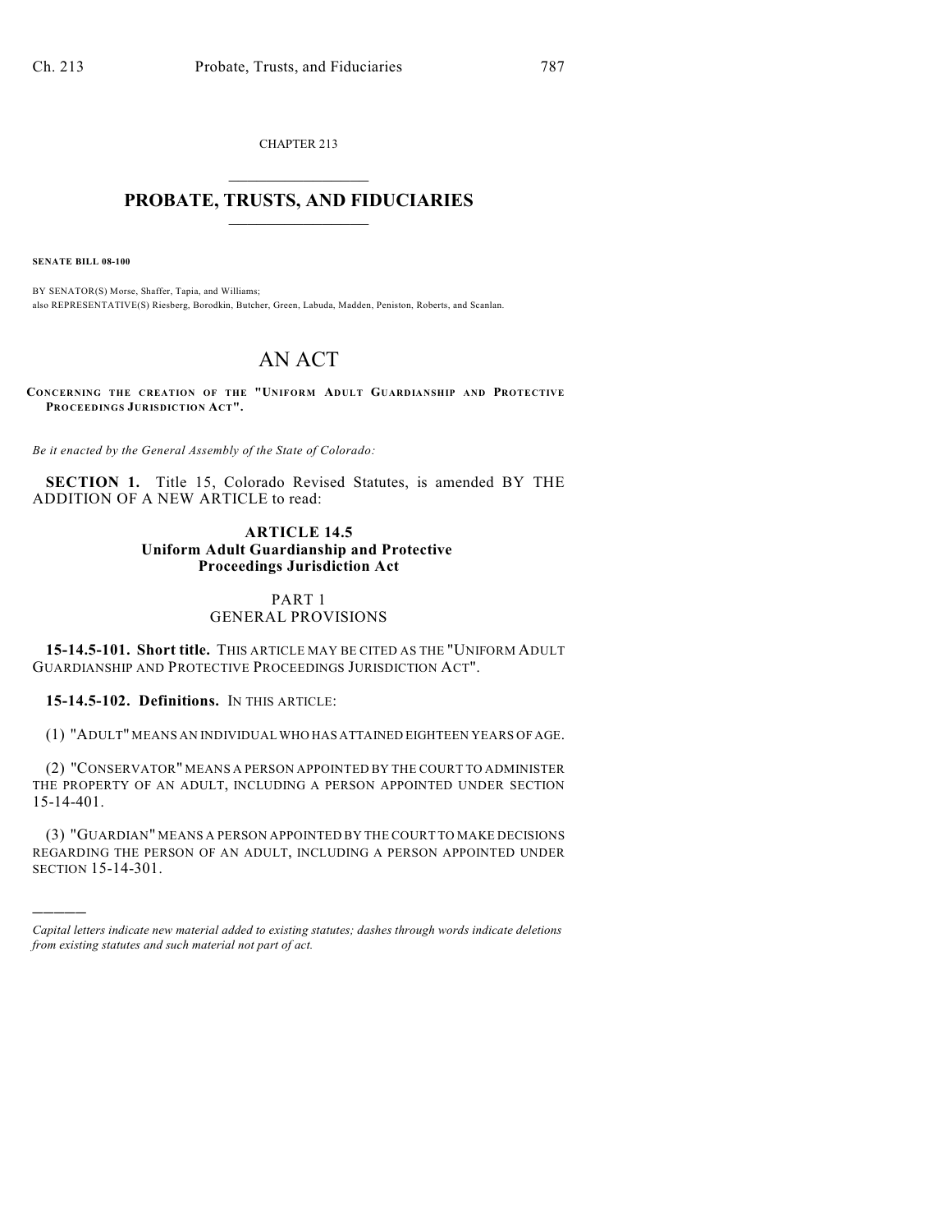CHAPTER 213

# PROBATE, TRUSTS, AND FIDUCIARIES

**SENATE BILL 08-100**

BY SENATOR(S) Morse, Shaffer, Tapia, and Williams;
also REPRESENTATIVE(S) Riesberg, Borodkin, Butcher, Green, Labuda, Madden, Peniston, Roberts, and Scanlan.

# AN ACT

**CONCERNING THE CREATION OF THE "UNIFORM ADULT GUARDIANSHIP AND PROTECTIVE PROCEEDINGS JURISDICTION ACT".**

*Be it enacted by the General Assembly of the State of Colorado:*

**SECTION 1.** Title 15, Colorado Revised Statutes, is amended BY THE ADDITION OF A NEW ARTICLE to read:

## ARTICLE 14.5
## Uniform Adult Guardianship and Protective Proceedings Jurisdiction Act

### PART 1
### GENERAL PROVISIONS

**15-14.5-101. Short title.** THIS ARTICLE MAY BE CITED AS THE "UNIFORM ADULT GUARDIANSHIP AND PROTECTIVE PROCEEDINGS JURISDICTION ACT".

**15-14.5-102. Definitions.** IN THIS ARTICLE:

(1) "ADULT" MEANS AN INDIVIDUAL WHO HAS ATTAINED EIGHTEEN YEARS OF AGE.

(2) "CONSERVATOR" MEANS A PERSON APPOINTED BY THE COURT TO ADMINISTER THE PROPERTY OF AN ADULT, INCLUDING A PERSON APPOINTED UNDER SECTION 15-14-401.

(3) "GUARDIAN" MEANS A PERSON APPOINTED BY THE COURT TO MAKE DECISIONS REGARDING THE PERSON OF AN ADULT, INCLUDING A PERSON APPOINTED UNDER SECTION 15-14-301.

---

*Capital letters indicate new material added to existing statutes; dashes through words indicate deletions from existing statutes and such material not part of act.*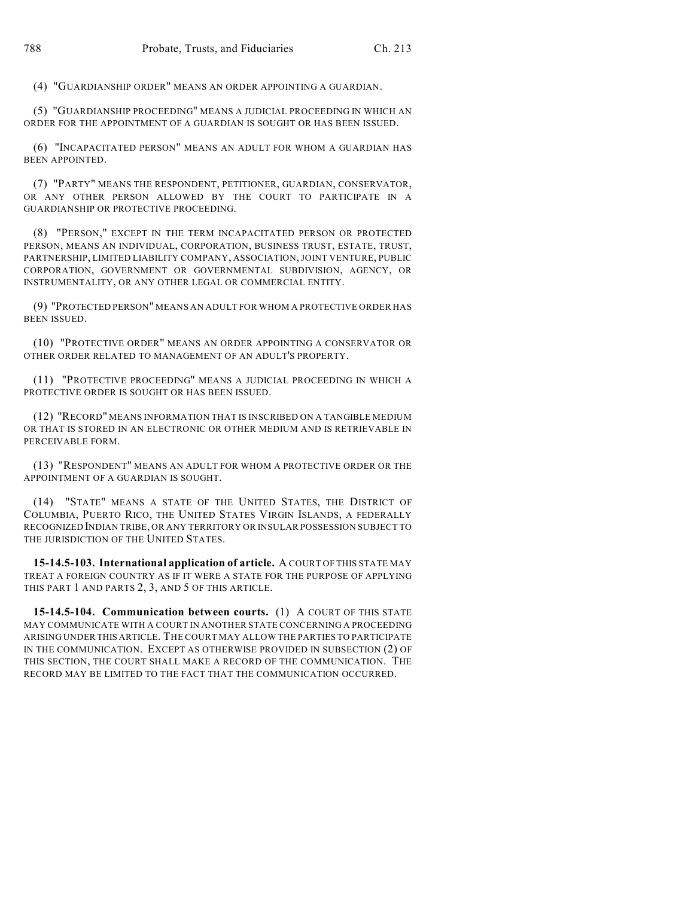(4) "GUARDIANSHIP ORDER" MEANS AN ORDER APPOINTING A GUARDIAN.

(5) "GUARDIANSHIP PROCEEDING" MEANS A JUDICIAL PROCEEDING IN WHICH AN ORDER FOR THE APPOINTMENT OF A GUARDIAN IS SOUGHT OR HAS BEEN ISSUED.

(6) "INCAPACITATED PERSON" MEANS AN ADULT FOR WHOM A GUARDIAN HAS BEEN APPOINTED.

(7) "PARTY" MEANS THE RESPONDENT, PETITIONER, GUARDIAN, CONSERVATOR, OR ANY OTHER PERSON ALLOWED BY THE COURT TO PARTICIPATE IN A GUARDIANSHIP OR PROTECTIVE PROCEEDING.

(8) "PERSON," EXCEPT IN THE TERM INCAPACITATED PERSON OR PROTECTED PERSON, MEANS AN INDIVIDUAL, CORPORATION, BUSINESS TRUST, ESTATE, TRUST, PARTNERSHIP, LIMITED LIABILITY COMPANY, ASSOCIATION, JOINT VENTURE, PUBLIC CORPORATION, GOVERNMENT OR GOVERNMENTAL SUBDIVISION, AGENCY, OR INSTRUMENTALITY, OR ANY OTHER LEGAL OR COMMERCIAL ENTITY.

(9) "PROTECTED PERSON" MEANS AN ADULT FOR WHOM A PROTECTIVE ORDER HAS BEEN ISSUED.

(10) "PROTECTIVE ORDER" MEANS AN ORDER APPOINTING A CONSERVATOR OR OTHER ORDER RELATED TO MANAGEMENT OF AN ADULT'S PROPERTY.

(11) "PROTECTIVE PROCEEDING" MEANS A JUDICIAL PROCEEDING IN WHICH A PROTECTIVE ORDER IS SOUGHT OR HAS BEEN ISSUED.

(12) "RECORD" MEANS INFORMATION THAT IS INSCRIBED ON A TANGIBLE MEDIUM OR THAT IS STORED IN AN ELECTRONIC OR OTHER MEDIUM AND IS RETRIEVABLE IN PERCEIVABLE FORM.

(13) "RESPONDENT" MEANS AN ADULT FOR WHOM A PROTECTIVE ORDER OR THE APPOINTMENT OF A GUARDIAN IS SOUGHT.

(14) "STATE" MEANS A STATE OF THE UNITED STATES, THE DISTRICT OF COLUMBIA, PUERTO RICO, THE UNITED STATES VIRGIN ISLANDS, A FEDERALLY RECOGNIZED INDIAN TRIBE, OR ANY TERRITORY OR INSULAR POSSESSION SUBJECT TO THE JURISDICTION OF THE UNITED STATES.

**15-14.5-103. International application of article.** A COURT OF THIS STATE MAY TREAT A FOREIGN COUNTRY AS IF IT WERE A STATE FOR THE PURPOSE OF APPLYING THIS PART 1 AND PARTS 2, 3, AND 5 OF THIS ARTICLE.

**15-14.5-104. Communication between courts.** (1) A COURT OF THIS STATE MAY COMMUNICATE WITH A COURT IN ANOTHER STATE CONCERNING A PROCEEDING ARISING UNDER THIS ARTICLE. THE COURT MAY ALLOW THE PARTIES TO PARTICIPATE IN THE COMMUNICATION. EXCEPT AS OTHERWISE PROVIDED IN SUBSECTION (2) OF THIS SECTION, THE COURT SHALL MAKE A RECORD OF THE COMMUNICATION. THE RECORD MAY BE LIMITED TO THE FACT THAT THE COMMUNICATION OCCURRED.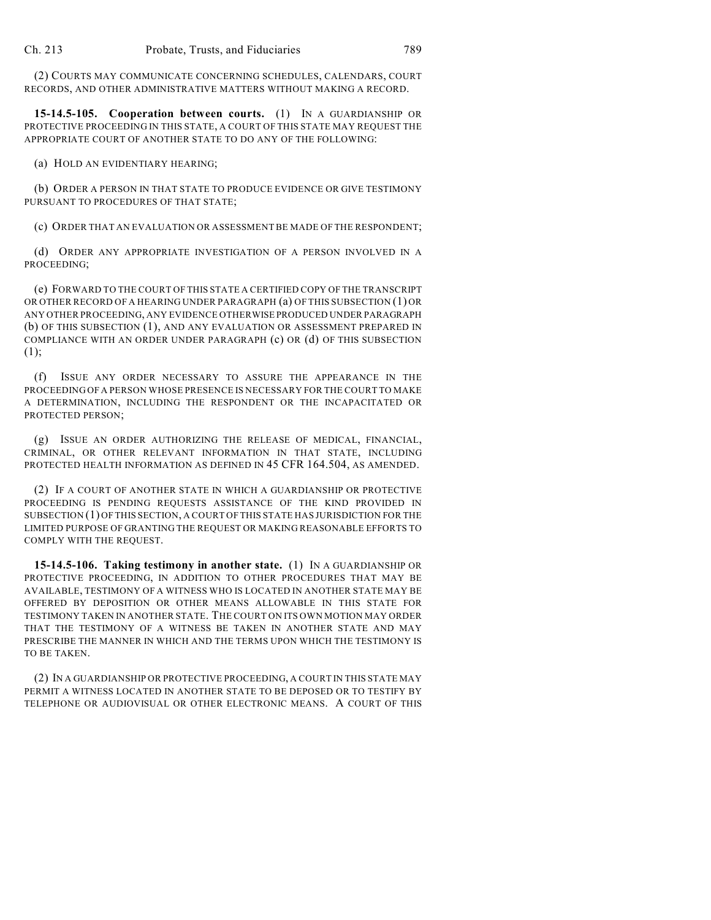(2) COURTS MAY COMMUNICATE CONCERNING SCHEDULES, CALENDARS, COURT RECORDS, AND OTHER ADMINISTRATIVE MATTERS WITHOUT MAKING A RECORD.

**15-14.5-105. Cooperation between courts.** (1) IN A GUARDIANSHIP OR PROTECTIVE PROCEEDING IN THIS STATE, A COURT OF THIS STATE MAY REQUEST THE APPROPRIATE COURT OF ANOTHER STATE TO DO ANY OF THE FOLLOWING:

(a) HOLD AN EVIDENTIARY HEARING;

(b) ORDER A PERSON IN THAT STATE TO PRODUCE EVIDENCE OR GIVE TESTIMONY PURSUANT TO PROCEDURES OF THAT STATE;

(c) ORDER THAT AN EVALUATION OR ASSESSMENT BE MADE OF THE RESPONDENT;

(d) ORDER ANY APPROPRIATE INVESTIGATION OF A PERSON INVOLVED IN A PROCEEDING;

(e) FORWARD TO THE COURT OF THIS STATE A CERTIFIED COPY OF THE TRANSCRIPT OR OTHER RECORD OF A HEARING UNDER PARAGRAPH (a) OF THIS SUBSECTION (1) OR ANY OTHER PROCEEDING, ANY EVIDENCE OTHERWISE PRODUCED UNDER PARAGRAPH (b) OF THIS SUBSECTION (1), AND ANY EVALUATION OR ASSESSMENT PREPARED IN COMPLIANCE WITH AN ORDER UNDER PARAGRAPH (c) OR (d) OF THIS SUBSECTION (1);

(f) ISSUE ANY ORDER NECESSARY TO ASSURE THE APPEARANCE IN THE PROCEEDING OF A PERSON WHOSE PRESENCE IS NECESSARY FOR THE COURT TO MAKE A DETERMINATION, INCLUDING THE RESPONDENT OR THE INCAPACITATED OR PROTECTED PERSON;

(g) ISSUE AN ORDER AUTHORIZING THE RELEASE OF MEDICAL, FINANCIAL, CRIMINAL, OR OTHER RELEVANT INFORMATION IN THAT STATE, INCLUDING PROTECTED HEALTH INFORMATION AS DEFINED IN 45 CFR 164.504, AS AMENDED.

(2) IF A COURT OF ANOTHER STATE IN WHICH A GUARDIANSHIP OR PROTECTIVE PROCEEDING IS PENDING REQUESTS ASSISTANCE OF THE KIND PROVIDED IN SUBSECTION (1) OF THIS SECTION, A COURT OF THIS STATE HAS JURISDICTION FOR THE LIMITED PURPOSE OF GRANTING THE REQUEST OR MAKING REASONABLE EFFORTS TO COMPLY WITH THE REQUEST.

**15-14.5-106. Taking testimony in another state.** (1) IN A GUARDIANSHIP OR PROTECTIVE PROCEEDING, IN ADDITION TO OTHER PROCEDURES THAT MAY BE AVAILABLE, TESTIMONY OF A WITNESS WHO IS LOCATED IN ANOTHER STATE MAY BE OFFERED BY DEPOSITION OR OTHER MEANS ALLOWABLE IN THIS STATE FOR TESTIMONY TAKEN IN ANOTHER STATE. THE COURT ON ITS OWN MOTION MAY ORDER THAT THE TESTIMONY OF A WITNESS BE TAKEN IN ANOTHER STATE AND MAY PRESCRIBE THE MANNER IN WHICH AND THE TERMS UPON WHICH THE TESTIMONY IS TO BE TAKEN.

(2) IN A GUARDIANSHIP OR PROTECTIVE PROCEEDING, A COURT IN THIS STATE MAY PERMIT A WITNESS LOCATED IN ANOTHER STATE TO BE DEPOSED OR TO TESTIFY BY TELEPHONE OR AUDIOVISUAL OR OTHER ELECTRONIC MEANS. A COURT OF THIS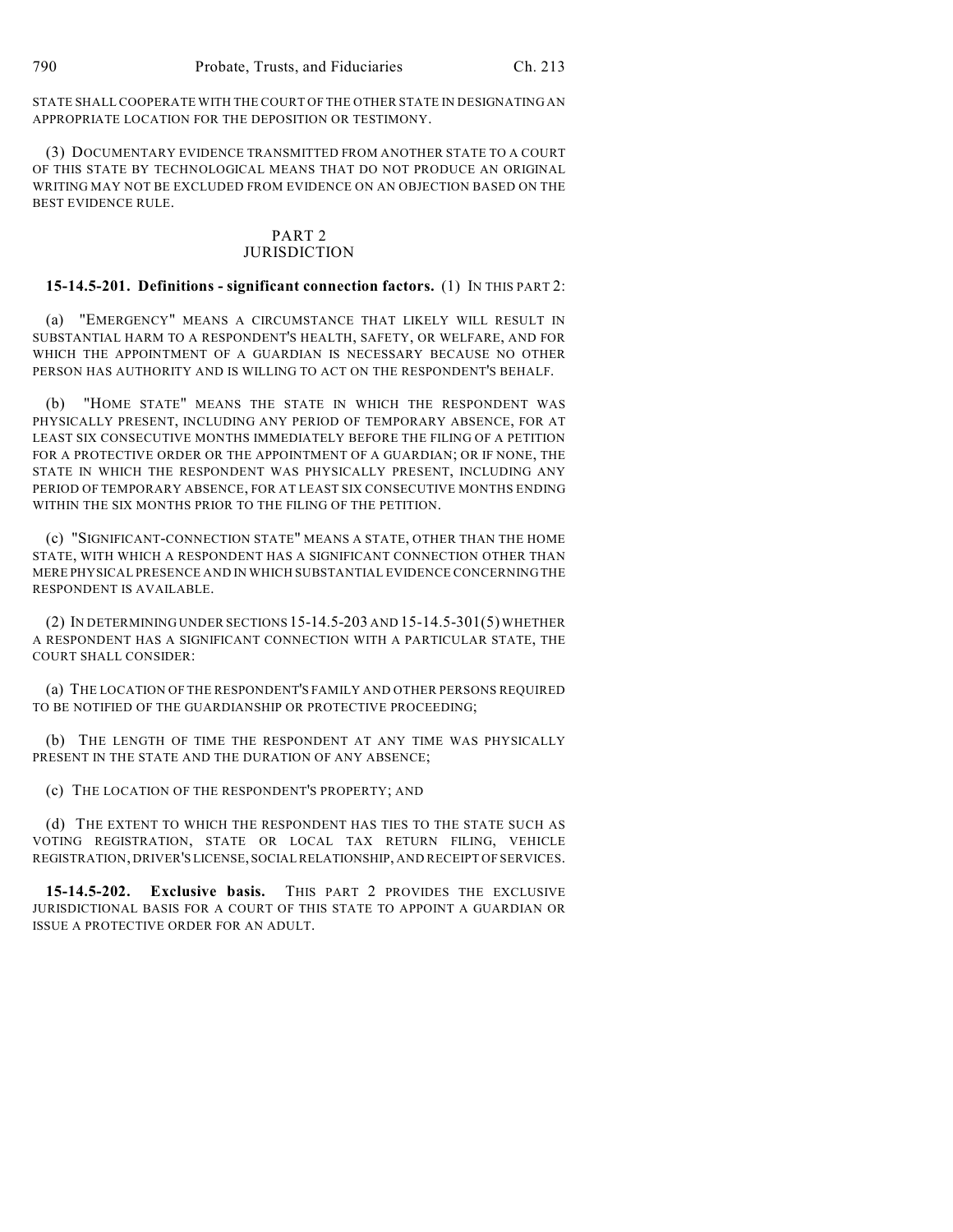STATE SHALL COOPERATE WITH THE COURT OF THE OTHER STATE IN DESIGNATING AN APPROPRIATE LOCATION FOR THE DEPOSITION OR TESTIMONY.

(3) DOCUMENTARY EVIDENCE TRANSMITTED FROM ANOTHER STATE TO A COURT OF THIS STATE BY TECHNOLOGICAL MEANS THAT DO NOT PRODUCE AN ORIGINAL WRITING MAY NOT BE EXCLUDED FROM EVIDENCE ON AN OBJECTION BASED ON THE BEST EVIDENCE RULE.

## PART 2
## JURISDICTION

**15-14.5-201. Definitions - significant connection factors.** (1) IN THIS PART 2:

(a) "EMERGENCY" MEANS A CIRCUMSTANCE THAT LIKELY WILL RESULT IN SUBSTANTIAL HARM TO A RESPONDENT'S HEALTH, SAFETY, OR WELFARE, AND FOR WHICH THE APPOINTMENT OF A GUARDIAN IS NECESSARY BECAUSE NO OTHER PERSON HAS AUTHORITY AND IS WILLING TO ACT ON THE RESPONDENT'S BEHALF.

(b) "HOME STATE" MEANS THE STATE IN WHICH THE RESPONDENT WAS PHYSICALLY PRESENT, INCLUDING ANY PERIOD OF TEMPORARY ABSENCE, FOR AT LEAST SIX CONSECUTIVE MONTHS IMMEDIATELY BEFORE THE FILING OF A PETITION FOR A PROTECTIVE ORDER OR THE APPOINTMENT OF A GUARDIAN; OR IF NONE, THE STATE IN WHICH THE RESPONDENT WAS PHYSICALLY PRESENT, INCLUDING ANY PERIOD OF TEMPORARY ABSENCE, FOR AT LEAST SIX CONSECUTIVE MONTHS ENDING WITHIN THE SIX MONTHS PRIOR TO THE FILING OF THE PETITION.

(c) "SIGNIFICANT-CONNECTION STATE" MEANS A STATE, OTHER THAN THE HOME STATE, WITH WHICH A RESPONDENT HAS A SIGNIFICANT CONNECTION OTHER THAN MERE PHYSICAL PRESENCE AND IN WHICH SUBSTANTIAL EVIDENCE CONCERNING THE RESPONDENT IS AVAILABLE.

(2) IN DETERMINING UNDER SECTIONS 15-14.5-203 AND 15-14.5-301(5) WHETHER A RESPONDENT HAS A SIGNIFICANT CONNECTION WITH A PARTICULAR STATE, THE COURT SHALL CONSIDER:

(a) THE LOCATION OF THE RESPONDENT'S FAMILY AND OTHER PERSONS REQUIRED TO BE NOTIFIED OF THE GUARDIANSHIP OR PROTECTIVE PROCEEDING;

(b) THE LENGTH OF TIME THE RESPONDENT AT ANY TIME WAS PHYSICALLY PRESENT IN THE STATE AND THE DURATION OF ANY ABSENCE;

(c) THE LOCATION OF THE RESPONDENT'S PROPERTY; AND

(d) THE EXTENT TO WHICH THE RESPONDENT HAS TIES TO THE STATE SUCH AS VOTING REGISTRATION, STATE OR LOCAL TAX RETURN FILING, VEHICLE REGISTRATION, DRIVER'S LICENSE, SOCIAL RELATIONSHIP, AND RECEIPT OF SERVICES.

**15-14.5-202. Exclusive basis.** THIS PART 2 PROVIDES THE EXCLUSIVE JURISDICTIONAL BASIS FOR A COURT OF THIS STATE TO APPOINT A GUARDIAN OR ISSUE A PROTECTIVE ORDER FOR AN ADULT.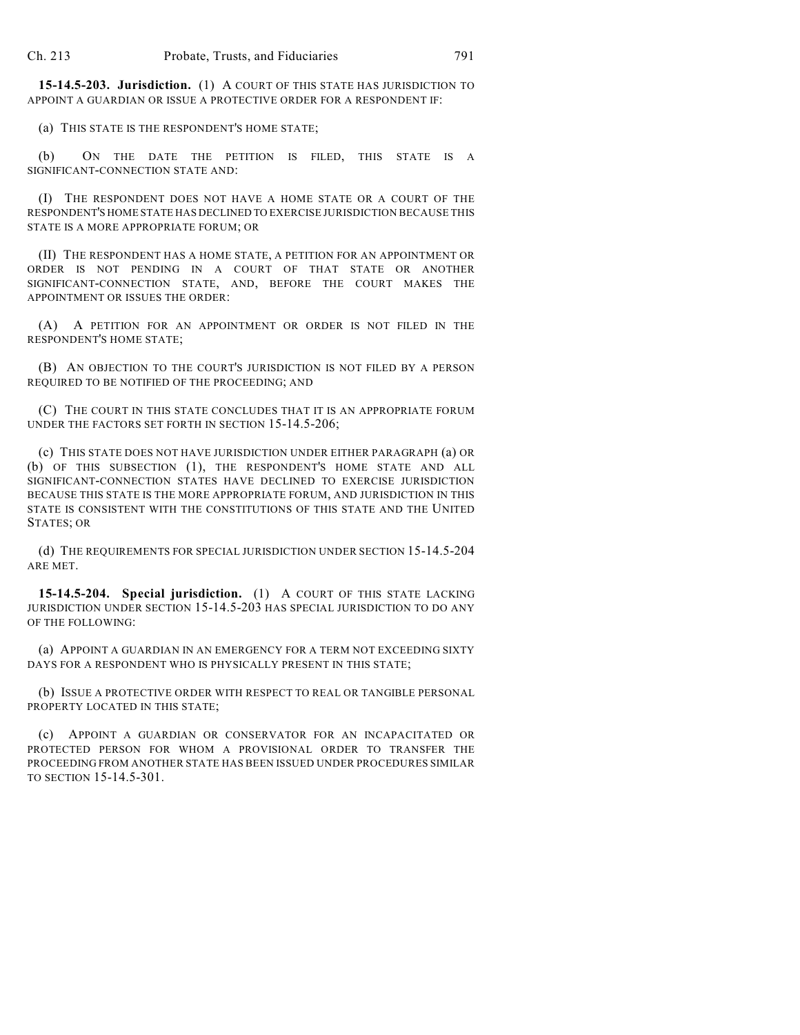**15-14.5-203. Jurisdiction.** (1) A COURT OF THIS STATE HAS JURISDICTION TO APPOINT A GUARDIAN OR ISSUE A PROTECTIVE ORDER FOR A RESPONDENT IF:

(a) THIS STATE IS THE RESPONDENT'S HOME STATE;

(b) ON THE DATE THE PETITION IS FILED, THIS STATE IS A SIGNIFICANT-CONNECTION STATE AND:

(I) THE RESPONDENT DOES NOT HAVE A HOME STATE OR A COURT OF THE RESPONDENT'S HOME STATE HAS DECLINED TO EXERCISE JURISDICTION BECAUSE THIS STATE IS A MORE APPROPRIATE FORUM; OR

(II) THE RESPONDENT HAS A HOME STATE, A PETITION FOR AN APPOINTMENT OR ORDER IS NOT PENDING IN A COURT OF THAT STATE OR ANOTHER SIGNIFICANT-CONNECTION STATE, AND, BEFORE THE COURT MAKES THE APPOINTMENT OR ISSUES THE ORDER:

(A) A PETITION FOR AN APPOINTMENT OR ORDER IS NOT FILED IN THE RESPONDENT'S HOME STATE;

(B) AN OBJECTION TO THE COURT'S JURISDICTION IS NOT FILED BY A PERSON REQUIRED TO BE NOTIFIED OF THE PROCEEDING; AND

(C) THE COURT IN THIS STATE CONCLUDES THAT IT IS AN APPROPRIATE FORUM UNDER THE FACTORS SET FORTH IN SECTION 15-14.5-206;

(c) THIS STATE DOES NOT HAVE JURISDICTION UNDER EITHER PARAGRAPH (a) OR (b) OF THIS SUBSECTION (1), THE RESPONDENT'S HOME STATE AND ALL SIGNIFICANT-CONNECTION STATES HAVE DECLINED TO EXERCISE JURISDICTION BECAUSE THIS STATE IS THE MORE APPROPRIATE FORUM, AND JURISDICTION IN THIS STATE IS CONSISTENT WITH THE CONSTITUTIONS OF THIS STATE AND THE UNITED STATES; OR

(d) THE REQUIREMENTS FOR SPECIAL JURISDICTION UNDER SECTION 15-14.5-204 ARE MET.

**15-14.5-204. Special jurisdiction.** (1) A COURT OF THIS STATE LACKING JURISDICTION UNDER SECTION 15-14.5-203 HAS SPECIAL JURISDICTION TO DO ANY OF THE FOLLOWING:

(a) APPOINT A GUARDIAN IN AN EMERGENCY FOR A TERM NOT EXCEEDING SIXTY DAYS FOR A RESPONDENT WHO IS PHYSICALLY PRESENT IN THIS STATE;

(b) ISSUE A PROTECTIVE ORDER WITH RESPECT TO REAL OR TANGIBLE PERSONAL PROPERTY LOCATED IN THIS STATE;

(c) APPOINT A GUARDIAN OR CONSERVATOR FOR AN INCAPACITATED OR PROTECTED PERSON FOR WHOM A PROVISIONAL ORDER TO TRANSFER THE PROCEEDING FROM ANOTHER STATE HAS BEEN ISSUED UNDER PROCEDURES SIMILAR TO SECTION 15-14.5-301.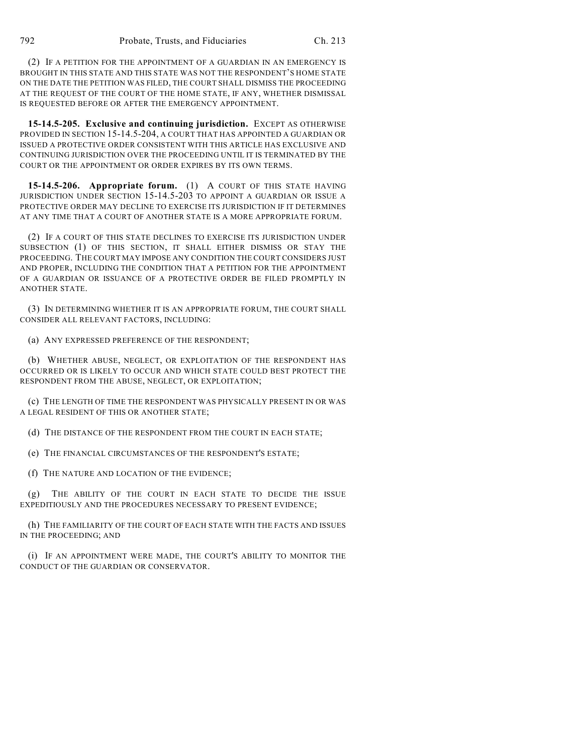(2) IF A PETITION FOR THE APPOINTMENT OF A GUARDIAN IN AN EMERGENCY IS BROUGHT IN THIS STATE AND THIS STATE WAS NOT THE RESPONDENT'S HOME STATE ON THE DATE THE PETITION WAS FILED, THE COURT SHALL DISMISS THE PROCEEDING AT THE REQUEST OF THE COURT OF THE HOME STATE, IF ANY, WHETHER DISMISSAL IS REQUESTED BEFORE OR AFTER THE EMERGENCY APPOINTMENT.

**15-14.5-205. Exclusive and continuing jurisdiction.** EXCEPT AS OTHERWISE PROVIDED IN SECTION 15-14.5-204, A COURT THAT HAS APPOINTED A GUARDIAN OR ISSUED A PROTECTIVE ORDER CONSISTENT WITH THIS ARTICLE HAS EXCLUSIVE AND CONTINUING JURISDICTION OVER THE PROCEEDING UNTIL IT IS TERMINATED BY THE COURT OR THE APPOINTMENT OR ORDER EXPIRES BY ITS OWN TERMS.

**15-14.5-206. Appropriate forum.** (1) A COURT OF THIS STATE HAVING JURISDICTION UNDER SECTION 15-14.5-203 TO APPOINT A GUARDIAN OR ISSUE A PROTECTIVE ORDER MAY DECLINE TO EXERCISE ITS JURISDICTION IF IT DETERMINES AT ANY TIME THAT A COURT OF ANOTHER STATE IS A MORE APPROPRIATE FORUM.

(2) IF A COURT OF THIS STATE DECLINES TO EXERCISE ITS JURISDICTION UNDER SUBSECTION (1) OF THIS SECTION, IT SHALL EITHER DISMISS OR STAY THE PROCEEDING. THE COURT MAY IMPOSE ANY CONDITION THE COURT CONSIDERS JUST AND PROPER, INCLUDING THE CONDITION THAT A PETITION FOR THE APPOINTMENT OF A GUARDIAN OR ISSUANCE OF A PROTECTIVE ORDER BE FILED PROMPTLY IN ANOTHER STATE.

(3) IN DETERMINING WHETHER IT IS AN APPROPRIATE FORUM, THE COURT SHALL CONSIDER ALL RELEVANT FACTORS, INCLUDING:

(a) ANY EXPRESSED PREFERENCE OF THE RESPONDENT;

(b) WHETHER ABUSE, NEGLECT, OR EXPLOITATION OF THE RESPONDENT HAS OCCURRED OR IS LIKELY TO OCCUR AND WHICH STATE COULD BEST PROTECT THE RESPONDENT FROM THE ABUSE, NEGLECT, OR EXPLOITATION;

(c) THE LENGTH OF TIME THE RESPONDENT WAS PHYSICALLY PRESENT IN OR WAS A LEGAL RESIDENT OF THIS OR ANOTHER STATE;

(d) THE DISTANCE OF THE RESPONDENT FROM THE COURT IN EACH STATE;

(e) THE FINANCIAL CIRCUMSTANCES OF THE RESPONDENT'S ESTATE;

(f) THE NATURE AND LOCATION OF THE EVIDENCE;

(g) THE ABILITY OF THE COURT IN EACH STATE TO DECIDE THE ISSUE EXPEDITIOUSLY AND THE PROCEDURES NECESSARY TO PRESENT EVIDENCE;

(h) THE FAMILIARITY OF THE COURT OF EACH STATE WITH THE FACTS AND ISSUES IN THE PROCEEDING; AND

(i) IF AN APPOINTMENT WERE MADE, THE COURT'S ABILITY TO MONITOR THE CONDUCT OF THE GUARDIAN OR CONSERVATOR.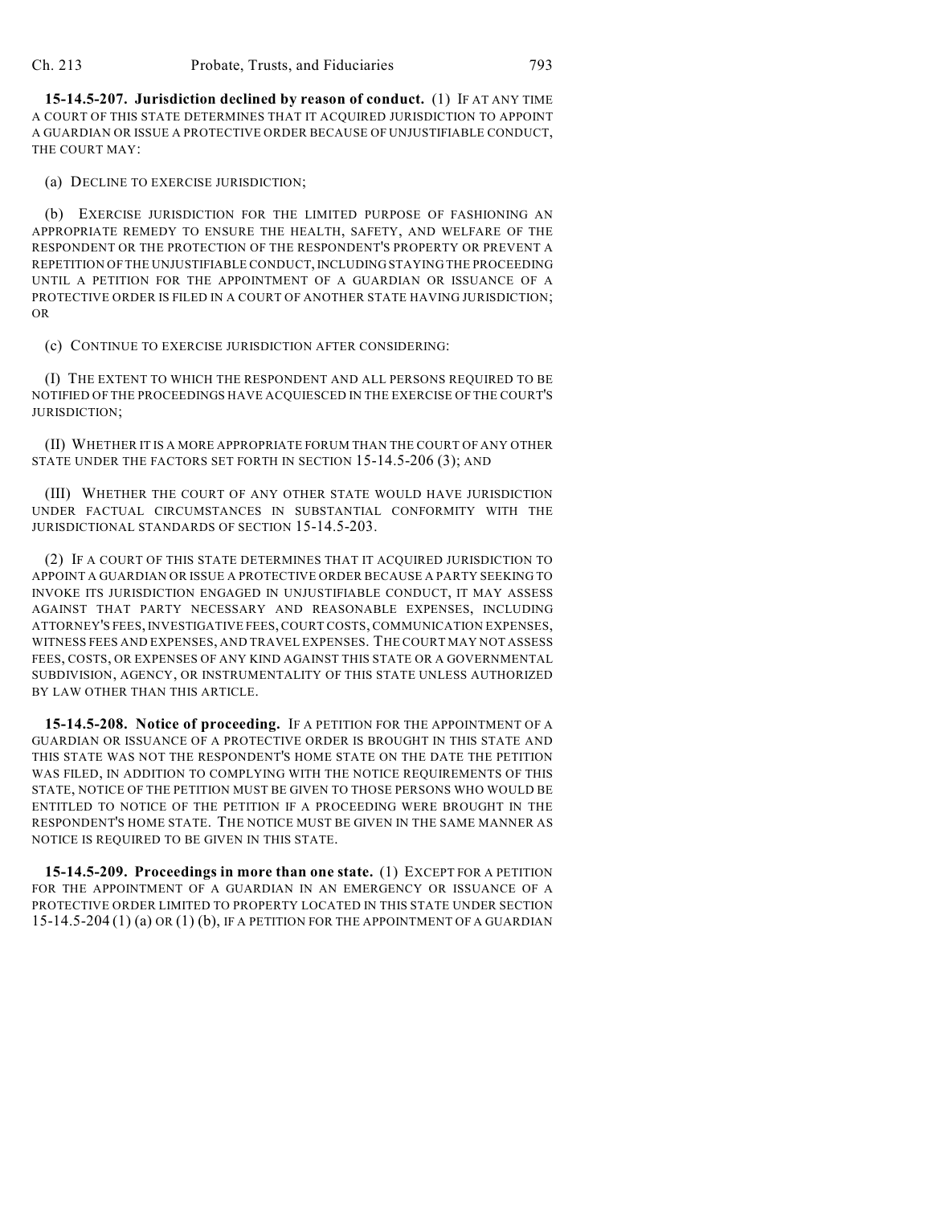**15-14.5-207. Jurisdiction declined by reason of conduct.** (1) IF AT ANY TIME A COURT OF THIS STATE DETERMINES THAT IT ACQUIRED JURISDICTION TO APPOINT A GUARDIAN OR ISSUE A PROTECTIVE ORDER BECAUSE OF UNJUSTIFIABLE CONDUCT, THE COURT MAY:

(a) DECLINE TO EXERCISE JURISDICTION;

(b) EXERCISE JURISDICTION FOR THE LIMITED PURPOSE OF FASHIONING AN APPROPRIATE REMEDY TO ENSURE THE HEALTH, SAFETY, AND WELFARE OF THE RESPONDENT OR THE PROTECTION OF THE RESPONDENT'S PROPERTY OR PREVENT A REPETITION OF THE UNJUSTIFIABLE CONDUCT, INCLUDING STAYING THE PROCEEDING UNTIL A PETITION FOR THE APPOINTMENT OF A GUARDIAN OR ISSUANCE OF A PROTECTIVE ORDER IS FILED IN A COURT OF ANOTHER STATE HAVING JURISDICTION; OR

(c) CONTINUE TO EXERCISE JURISDICTION AFTER CONSIDERING:

(I) THE EXTENT TO WHICH THE RESPONDENT AND ALL PERSONS REQUIRED TO BE NOTIFIED OF THE PROCEEDINGS HAVE ACQUIESCED IN THE EXERCISE OF THE COURT'S JURISDICTION;

(II) WHETHER IT IS A MORE APPROPRIATE FORUM THAN THE COURT OF ANY OTHER STATE UNDER THE FACTORS SET FORTH IN SECTION 15-14.5-206 (3); AND

(III) WHETHER THE COURT OF ANY OTHER STATE WOULD HAVE JURISDICTION UNDER FACTUAL CIRCUMSTANCES IN SUBSTANTIAL CONFORMITY WITH THE JURISDICTIONAL STANDARDS OF SECTION 15-14.5-203.

(2) IF A COURT OF THIS STATE DETERMINES THAT IT ACQUIRED JURISDICTION TO APPOINT A GUARDIAN OR ISSUE A PROTECTIVE ORDER BECAUSE A PARTY SEEKING TO INVOKE ITS JURISDICTION ENGAGED IN UNJUSTIFIABLE CONDUCT, IT MAY ASSESS AGAINST THAT PARTY NECESSARY AND REASONABLE EXPENSES, INCLUDING ATTORNEY'S FEES, INVESTIGATIVE FEES, COURT COSTS, COMMUNICATION EXPENSES, WITNESS FEES AND EXPENSES, AND TRAVEL EXPENSES. THE COURT MAY NOT ASSESS FEES, COSTS, OR EXPENSES OF ANY KIND AGAINST THIS STATE OR A GOVERNMENTAL SUBDIVISION, AGENCY, OR INSTRUMENTALITY OF THIS STATE UNLESS AUTHORIZED BY LAW OTHER THAN THIS ARTICLE.

**15-14.5-208. Notice of proceeding.** IF A PETITION FOR THE APPOINTMENT OF A GUARDIAN OR ISSUANCE OF A PROTECTIVE ORDER IS BROUGHT IN THIS STATE AND THIS STATE WAS NOT THE RESPONDENT'S HOME STATE ON THE DATE THE PETITION WAS FILED, IN ADDITION TO COMPLYING WITH THE NOTICE REQUIREMENTS OF THIS STATE, NOTICE OF THE PETITION MUST BE GIVEN TO THOSE PERSONS WHO WOULD BE ENTITLED TO NOTICE OF THE PETITION IF A PROCEEDING WERE BROUGHT IN THE RESPONDENT'S HOME STATE. THE NOTICE MUST BE GIVEN IN THE SAME MANNER AS NOTICE IS REQUIRED TO BE GIVEN IN THIS STATE.

**15-14.5-209. Proceedings in more than one state.** (1) EXCEPT FOR A PETITION FOR THE APPOINTMENT OF A GUARDIAN IN AN EMERGENCY OR ISSUANCE OF A PROTECTIVE ORDER LIMITED TO PROPERTY LOCATED IN THIS STATE UNDER SECTION 15-14.5-204 (1) (a) OR (1) (b), IF A PETITION FOR THE APPOINTMENT OF A GUARDIAN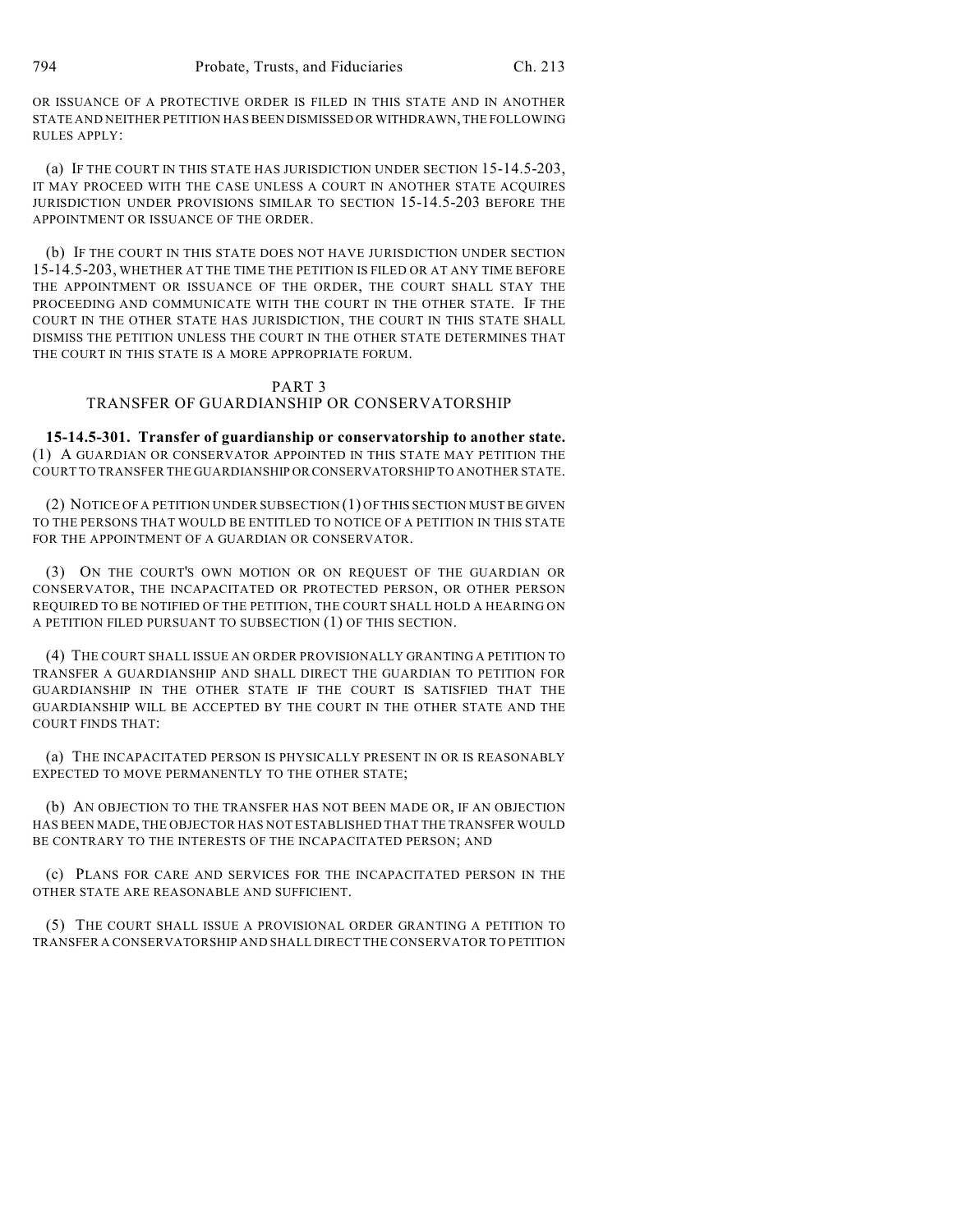OR ISSUANCE OF A PROTECTIVE ORDER IS FILED IN THIS STATE AND IN ANOTHER STATE AND NEITHER PETITION HAS BEEN DISMISSED OR WITHDRAWN, THE FOLLOWING RULES APPLY:

(a) IF THE COURT IN THIS STATE HAS JURISDICTION UNDER SECTION 15-14.5-203, IT MAY PROCEED WITH THE CASE UNLESS A COURT IN ANOTHER STATE ACQUIRES JURISDICTION UNDER PROVISIONS SIMILAR TO SECTION 15-14.5-203 BEFORE THE APPOINTMENT OR ISSUANCE OF THE ORDER.

(b) IF THE COURT IN THIS STATE DOES NOT HAVE JURISDICTION UNDER SECTION 15-14.5-203, WHETHER AT THE TIME THE PETITION IS FILED OR AT ANY TIME BEFORE THE APPOINTMENT OR ISSUANCE OF THE ORDER, THE COURT SHALL STAY THE PROCEEDING AND COMMUNICATE WITH THE COURT IN THE OTHER STATE. IF THE COURT IN THE OTHER STATE HAS JURISDICTION, THE COURT IN THIS STATE SHALL DISMISS THE PETITION UNLESS THE COURT IN THE OTHER STATE DETERMINES THAT THE COURT IN THIS STATE IS A MORE APPROPRIATE FORUM.

## PART 3
## TRANSFER OF GUARDIANSHIP OR CONSERVATORSHIP

**15-14.5-301. Transfer of guardianship or conservatorship to another state.** (1) A GUARDIAN OR CONSERVATOR APPOINTED IN THIS STATE MAY PETITION THE COURT TO TRANSFER THE GUARDIANSHIP OR CONSERVATORSHIP TO ANOTHER STATE.

(2) NOTICE OF A PETITION UNDER SUBSECTION (1) OF THIS SECTION MUST BE GIVEN TO THE PERSONS THAT WOULD BE ENTITLED TO NOTICE OF A PETITION IN THIS STATE FOR THE APPOINTMENT OF A GUARDIAN OR CONSERVATOR.

(3) ON THE COURT'S OWN MOTION OR ON REQUEST OF THE GUARDIAN OR CONSERVATOR, THE INCAPACITATED OR PROTECTED PERSON, OR OTHER PERSON REQUIRED TO BE NOTIFIED OF THE PETITION, THE COURT SHALL HOLD A HEARING ON A PETITION FILED PURSUANT TO SUBSECTION (1) OF THIS SECTION.

(4) THE COURT SHALL ISSUE AN ORDER PROVISIONALLY GRANTING A PETITION TO TRANSFER A GUARDIANSHIP AND SHALL DIRECT THE GUARDIAN TO PETITION FOR GUARDIANSHIP IN THE OTHER STATE IF THE COURT IS SATISFIED THAT THE GUARDIANSHIP WILL BE ACCEPTED BY THE COURT IN THE OTHER STATE AND THE COURT FINDS THAT:

(a) THE INCAPACITATED PERSON IS PHYSICALLY PRESENT IN OR IS REASONABLY EXPECTED TO MOVE PERMANENTLY TO THE OTHER STATE;

(b) AN OBJECTION TO THE TRANSFER HAS NOT BEEN MADE OR, IF AN OBJECTION HAS BEEN MADE, THE OBJECTOR HAS NOT ESTABLISHED THAT THE TRANSFER WOULD BE CONTRARY TO THE INTERESTS OF THE INCAPACITATED PERSON; AND

(c) PLANS FOR CARE AND SERVICES FOR THE INCAPACITATED PERSON IN THE OTHER STATE ARE REASONABLE AND SUFFICIENT.

(5) THE COURT SHALL ISSUE A PROVISIONAL ORDER GRANTING A PETITION TO TRANSFER A CONSERVATORSHIP AND SHALL DIRECT THE CONSERVATOR TO PETITION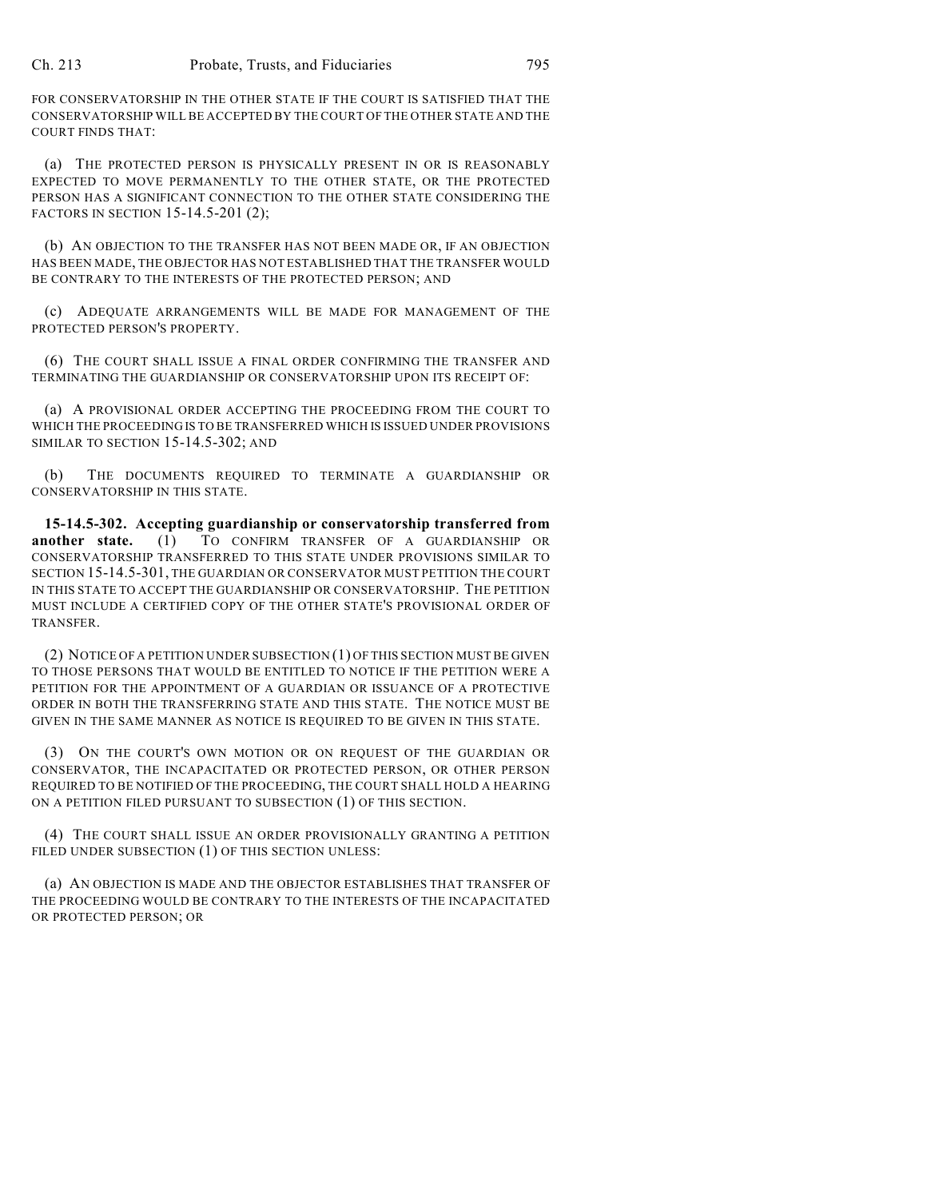FOR CONSERVATORSHIP IN THE OTHER STATE IF THE COURT IS SATISFIED THAT THE CONSERVATORSHIP WILL BE ACCEPTED BY THE COURT OF THE OTHER STATE AND THE COURT FINDS THAT:

(a) THE PROTECTED PERSON IS PHYSICALLY PRESENT IN OR IS REASONABLY EXPECTED TO MOVE PERMANENTLY TO THE OTHER STATE, OR THE PROTECTED PERSON HAS A SIGNIFICANT CONNECTION TO THE OTHER STATE CONSIDERING THE FACTORS IN SECTION 15-14.5-201 (2);

(b) AN OBJECTION TO THE TRANSFER HAS NOT BEEN MADE OR, IF AN OBJECTION HAS BEEN MADE, THE OBJECTOR HAS NOT ESTABLISHED THAT THE TRANSFER WOULD BE CONTRARY TO THE INTERESTS OF THE PROTECTED PERSON; AND

(c) ADEQUATE ARRANGEMENTS WILL BE MADE FOR MANAGEMENT OF THE PROTECTED PERSON'S PROPERTY.

(6) THE COURT SHALL ISSUE A FINAL ORDER CONFIRMING THE TRANSFER AND TERMINATING THE GUARDIANSHIP OR CONSERVATORSHIP UPON ITS RECEIPT OF:

(a) A PROVISIONAL ORDER ACCEPTING THE PROCEEDING FROM THE COURT TO WHICH THE PROCEEDING IS TO BE TRANSFERRED WHICH IS ISSUED UNDER PROVISIONS SIMILAR TO SECTION 15-14.5-302; AND

(b) THE DOCUMENTS REQUIRED TO TERMINATE A GUARDIANSHIP OR CONSERVATORSHIP IN THIS STATE.

**15-14.5-302. Accepting guardianship or conservatorship transferred from another state.** (1) TO CONFIRM TRANSFER OF A GUARDIANSHIP OR CONSERVATORSHIP TRANSFERRED TO THIS STATE UNDER PROVISIONS SIMILAR TO SECTION 15-14.5-301, THE GUARDIAN OR CONSERVATOR MUST PETITION THE COURT IN THIS STATE TO ACCEPT THE GUARDIANSHIP OR CONSERVATORSHIP. THE PETITION MUST INCLUDE A CERTIFIED COPY OF THE OTHER STATE'S PROVISIONAL ORDER OF TRANSFER.

(2) NOTICE OF A PETITION UNDER SUBSECTION (1) OF THIS SECTION MUST BE GIVEN TO THOSE PERSONS THAT WOULD BE ENTITLED TO NOTICE IF THE PETITION WERE A PETITION FOR THE APPOINTMENT OF A GUARDIAN OR ISSUANCE OF A PROTECTIVE ORDER IN BOTH THE TRANSFERRING STATE AND THIS STATE. THE NOTICE MUST BE GIVEN IN THE SAME MANNER AS NOTICE IS REQUIRED TO BE GIVEN IN THIS STATE.

(3) ON THE COURT'S OWN MOTION OR ON REQUEST OF THE GUARDIAN OR CONSERVATOR, THE INCAPACITATED OR PROTECTED PERSON, OR OTHER PERSON REQUIRED TO BE NOTIFIED OF THE PROCEEDING, THE COURT SHALL HOLD A HEARING ON A PETITION FILED PURSUANT TO SUBSECTION (1) OF THIS SECTION.

(4) THE COURT SHALL ISSUE AN ORDER PROVISIONALLY GRANTING A PETITION FILED UNDER SUBSECTION (1) OF THIS SECTION UNLESS:

(a) AN OBJECTION IS MADE AND THE OBJECTOR ESTABLISHES THAT TRANSFER OF THE PROCEEDING WOULD BE CONTRARY TO THE INTERESTS OF THE INCAPACITATED OR PROTECTED PERSON; OR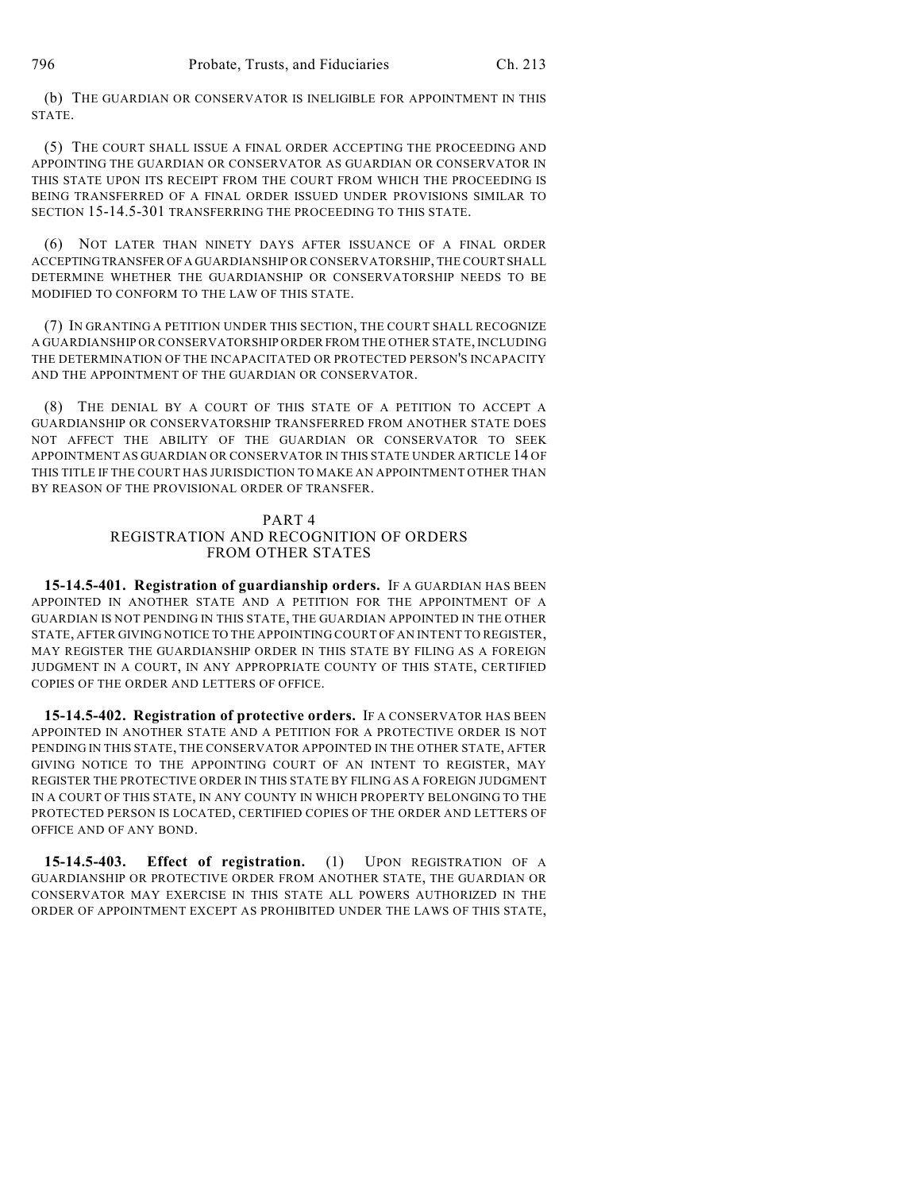(b) THE GUARDIAN OR CONSERVATOR IS INELIGIBLE FOR APPOINTMENT IN THIS STATE.

(5) THE COURT SHALL ISSUE A FINAL ORDER ACCEPTING THE PROCEEDING AND APPOINTING THE GUARDIAN OR CONSERVATOR AS GUARDIAN OR CONSERVATOR IN THIS STATE UPON ITS RECEIPT FROM THE COURT FROM WHICH THE PROCEEDING IS BEING TRANSFERRED OF A FINAL ORDER ISSUED UNDER PROVISIONS SIMILAR TO SECTION 15-14.5-301 TRANSFERRING THE PROCEEDING TO THIS STATE.

(6) NOT LATER THAN NINETY DAYS AFTER ISSUANCE OF A FINAL ORDER ACCEPTING TRANSFER OF A GUARDIANSHIP OR CONSERVATORSHIP, THE COURT SHALL DETERMINE WHETHER THE GUARDIANSHIP OR CONSERVATORSHIP NEEDS TO BE MODIFIED TO CONFORM TO THE LAW OF THIS STATE.

(7) IN GRANTING A PETITION UNDER THIS SECTION, THE COURT SHALL RECOGNIZE A GUARDIANSHIP OR CONSERVATORSHIP ORDER FROM THE OTHER STATE, INCLUDING THE DETERMINATION OF THE INCAPACITATED OR PROTECTED PERSON'S INCAPACITY AND THE APPOINTMENT OF THE GUARDIAN OR CONSERVATOR.

(8) THE DENIAL BY A COURT OF THIS STATE OF A PETITION TO ACCEPT A GUARDIANSHIP OR CONSERVATORSHIP TRANSFERRED FROM ANOTHER STATE DOES NOT AFFECT THE ABILITY OF THE GUARDIAN OR CONSERVATOR TO SEEK APPOINTMENT AS GUARDIAN OR CONSERVATOR IN THIS STATE UNDER ARTICLE 14 OF THIS TITLE IF THE COURT HAS JURISDICTION TO MAKE AN APPOINTMENT OTHER THAN BY REASON OF THE PROVISIONAL ORDER OF TRANSFER.

## PART 4
## REGISTRATION AND RECOGNITION OF ORDERS FROM OTHER STATES

**15-14.5-401. Registration of guardianship orders.** IF A GUARDIAN HAS BEEN APPOINTED IN ANOTHER STATE AND A PETITION FOR THE APPOINTMENT OF A GUARDIAN IS NOT PENDING IN THIS STATE, THE GUARDIAN APPOINTED IN THE OTHER STATE, AFTER GIVING NOTICE TO THE APPOINTING COURT OF AN INTENT TO REGISTER, MAY REGISTER THE GUARDIANSHIP ORDER IN THIS STATE BY FILING AS A FOREIGN JUDGMENT IN A COURT, IN ANY APPROPRIATE COUNTY OF THIS STATE, CERTIFIED COPIES OF THE ORDER AND LETTERS OF OFFICE.

**15-14.5-402. Registration of protective orders.** IF A CONSERVATOR HAS BEEN APPOINTED IN ANOTHER STATE AND A PETITION FOR A PROTECTIVE ORDER IS NOT PENDING IN THIS STATE, THE CONSERVATOR APPOINTED IN THE OTHER STATE, AFTER GIVING NOTICE TO THE APPOINTING COURT OF AN INTENT TO REGISTER, MAY REGISTER THE PROTECTIVE ORDER IN THIS STATE BY FILING AS A FOREIGN JUDGMENT IN A COURT OF THIS STATE, IN ANY COUNTY IN WHICH PROPERTY BELONGING TO THE PROTECTED PERSON IS LOCATED, CERTIFIED COPIES OF THE ORDER AND LETTERS OF OFFICE AND OF ANY BOND.

**15-14.5-403. Effect of registration.** (1) UPON REGISTRATION OF A GUARDIANSHIP OR PROTECTIVE ORDER FROM ANOTHER STATE, THE GUARDIAN OR CONSERVATOR MAY EXERCISE IN THIS STATE ALL POWERS AUTHORIZED IN THE ORDER OF APPOINTMENT EXCEPT AS PROHIBITED UNDER THE LAWS OF THIS STATE,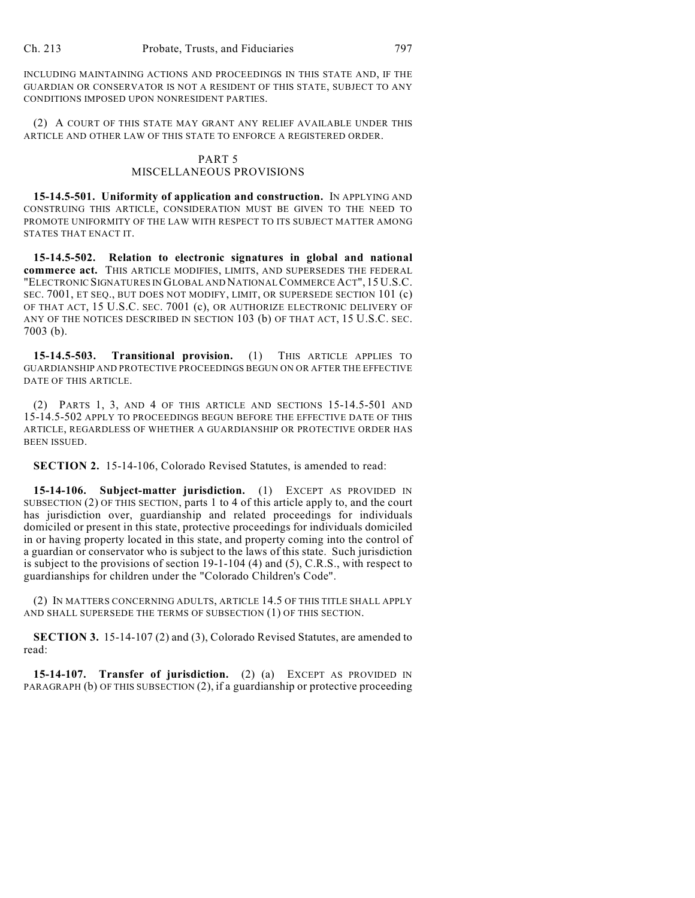INCLUDING MAINTAINING ACTIONS AND PROCEEDINGS IN THIS STATE AND, IF THE GUARDIAN OR CONSERVATOR IS NOT A RESIDENT OF THIS STATE, SUBJECT TO ANY CONDITIONS IMPOSED UPON NONRESIDENT PARTIES.

(2) A COURT OF THIS STATE MAY GRANT ANY RELIEF AVAILABLE UNDER THIS ARTICLE AND OTHER LAW OF THIS STATE TO ENFORCE A REGISTERED ORDER.

## PART 5
## MISCELLANEOUS PROVISIONS

**15-14.5-501. Uniformity of application and construction.** IN APPLYING AND CONSTRUING THIS ARTICLE, CONSIDERATION MUST BE GIVEN TO THE NEED TO PROMOTE UNIFORMITY OF THE LAW WITH RESPECT TO ITS SUBJECT MATTER AMONG STATES THAT ENACT IT.

**15-14.5-502. Relation to electronic signatures in global and national commerce act.** THIS ARTICLE MODIFIES, LIMITS, AND SUPERSEDES THE FEDERAL "ELECTRONIC SIGNATURES IN GLOBAL AND NATIONAL COMMERCE ACT", 15 U.S.C. SEC. 7001, ET SEQ., BUT DOES NOT MODIFY, LIMIT, OR SUPERSEDE SECTION 101 (c) OF THAT ACT, 15 U.S.C. SEC. 7001 (c), OR AUTHORIZE ELECTRONIC DELIVERY OF ANY OF THE NOTICES DESCRIBED IN SECTION 103 (b) OF THAT ACT, 15 U.S.C. SEC. 7003 (b).

**15-14.5-503. Transitional provision.** (1) THIS ARTICLE APPLIES TO GUARDIANSHIP AND PROTECTIVE PROCEEDINGS BEGUN ON OR AFTER THE EFFECTIVE DATE OF THIS ARTICLE.

(2) PARTS 1, 3, AND 4 OF THIS ARTICLE AND SECTIONS 15-14.5-501 AND 15-14.5-502 APPLY TO PROCEEDINGS BEGUN BEFORE THE EFFECTIVE DATE OF THIS ARTICLE, REGARDLESS OF WHETHER A GUARDIANSHIP OR PROTECTIVE ORDER HAS BEEN ISSUED.

**SECTION 2.** 15-14-106, Colorado Revised Statutes, is amended to read:

**15-14-106. Subject-matter jurisdiction.** (1) EXCEPT AS PROVIDED IN SUBSECTION (2) OF THIS SECTION, parts 1 to 4 of this article apply to, and the court has jurisdiction over, guardianship and related proceedings for individuals domiciled or present in this state, protective proceedings for individuals domiciled in or having property located in this state, and property coming into the control of a guardian or conservator who is subject to the laws of this state. Such jurisdiction is subject to the provisions of section 19-1-104 (4) and (5), C.R.S., with respect to guardianships for children under the "Colorado Children's Code".

(2) IN MATTERS CONCERNING ADULTS, ARTICLE 14.5 OF THIS TITLE SHALL APPLY AND SHALL SUPERSEDE THE TERMS OF SUBSECTION (1) OF THIS SECTION.

**SECTION 3.** 15-14-107 (2) and (3), Colorado Revised Statutes, are amended to read:

**15-14-107. Transfer of jurisdiction.** (2) (a) EXCEPT AS PROVIDED IN PARAGRAPH (b) OF THIS SUBSECTION (2), if a guardianship or protective proceeding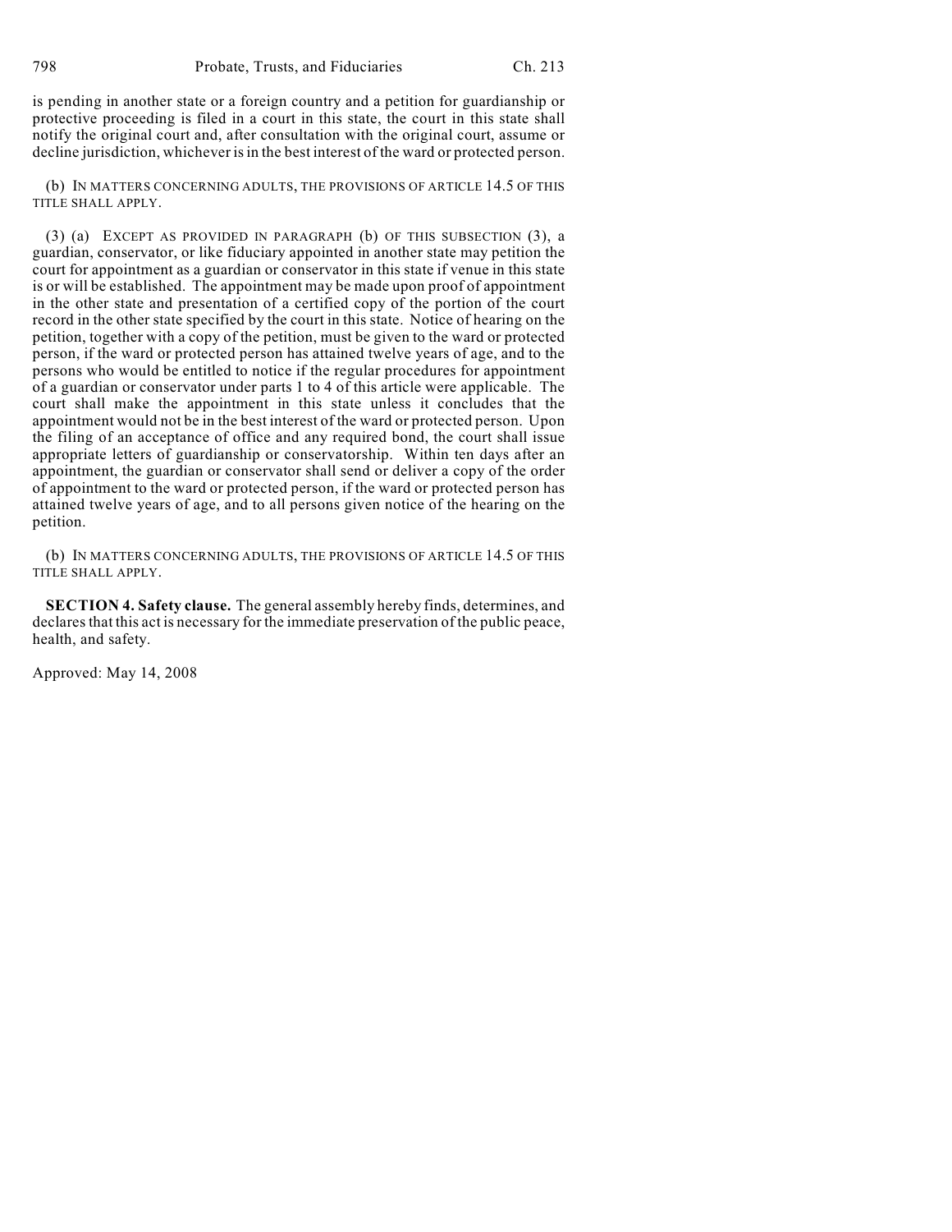is pending in another state or a foreign country and a petition for guardianship or protective proceeding is filed in a court in this state, the court in this state shall notify the original court and, after consultation with the original court, assume or decline jurisdiction, whichever is in the best interest of the ward or protected person.

(b) IN MATTERS CONCERNING ADULTS, THE PROVISIONS OF ARTICLE 14.5 OF THIS TITLE SHALL APPLY.

(3) (a) EXCEPT AS PROVIDED IN PARAGRAPH (b) OF THIS SUBSECTION (3), a guardian, conservator, or like fiduciary appointed in another state may petition the court for appointment as a guardian or conservator in this state if venue in this state is or will be established. The appointment may be made upon proof of appointment in the other state and presentation of a certified copy of the portion of the court record in the other state specified by the court in this state. Notice of hearing on the petition, together with a copy of the petition, must be given to the ward or protected person, if the ward or protected person has attained twelve years of age, and to the persons who would be entitled to notice if the regular procedures for appointment of a guardian or conservator under parts 1 to 4 of this article were applicable. The court shall make the appointment in this state unless it concludes that the appointment would not be in the best interest of the ward or protected person. Upon the filing of an acceptance of office and any required bond, the court shall issue appropriate letters of guardianship or conservatorship. Within ten days after an appointment, the guardian or conservator shall send or deliver a copy of the order of appointment to the ward or protected person, if the ward or protected person has attained twelve years of age, and to all persons given notice of the hearing on the petition.

(b) IN MATTERS CONCERNING ADULTS, THE PROVISIONS OF ARTICLE 14.5 OF THIS TITLE SHALL APPLY.

**SECTION 4. Safety clause.** The general assembly hereby finds, determines, and declares that this act is necessary for the immediate preservation of the public peace, health, and safety.

Approved: May 14, 2008